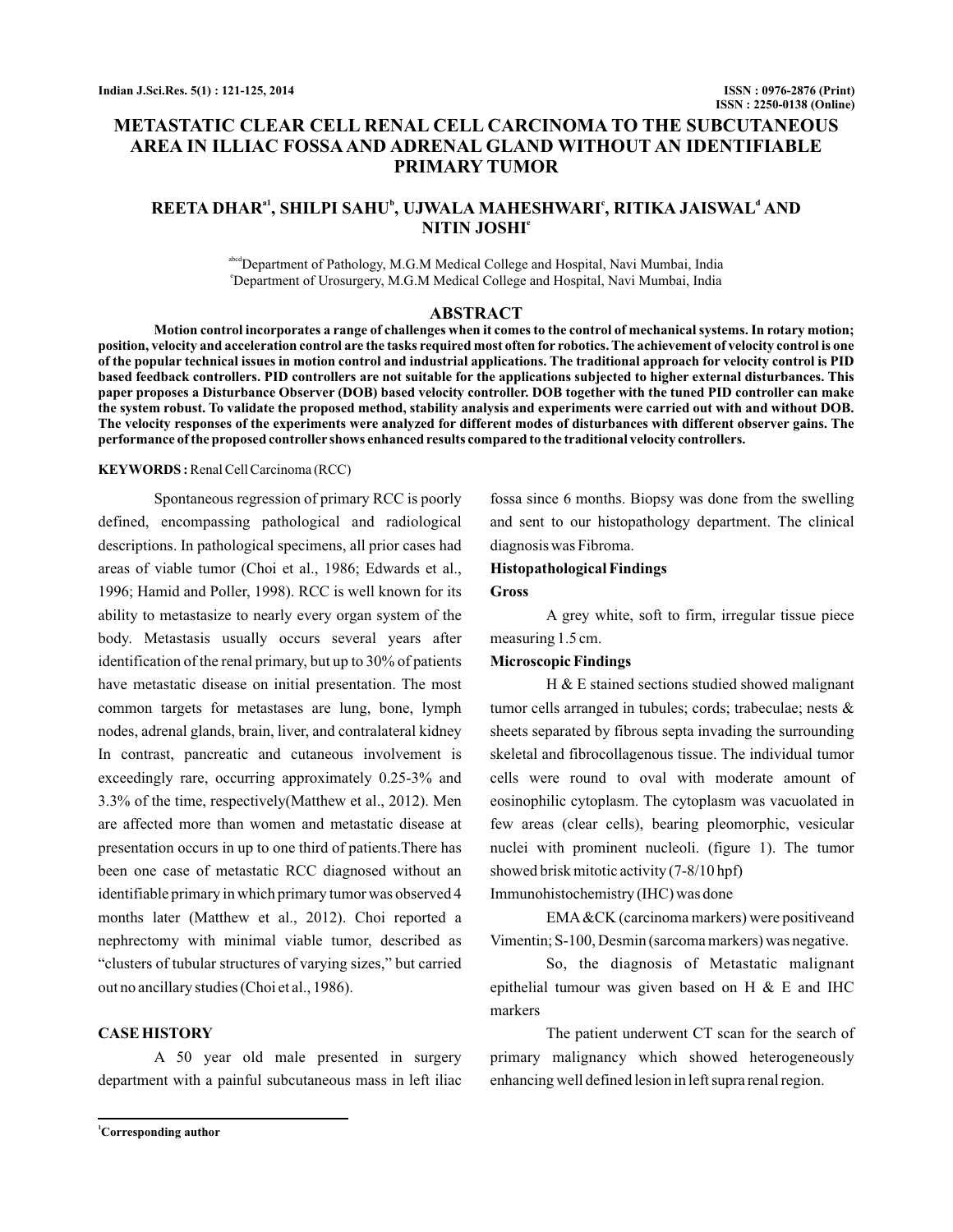# METASTATIC CLEAR CELL RENAL CELL CARCINOMA TO THE SUBCUTANEOUS AREA IN ILLIAC FOSSA AND ADRENAL GLAND WITHOUT AN IDENTIFIABLE PRIMARY TUMOR

**REETA DHAR[a1], SHILPI SAHU[b], UJWALA MAHESHWARI[c], RITIKA JAISWAL[d] AND NITIN JOSHI[e]**

[abcd]Department of Pathology, M.G.M Medical College and Hospital, Navi Mumbai, India
[e]Department of Urosurgery, M.G.M Medical College and Hospital, Navi Mumbai, India

## ABSTRACT

**Motion control incorporates a range of challenges when it comes to the control of mechanical systems. In rotary motion; position, velocity and acceleration control are the tasks required most often for robotics. The achievement of velocity control is one of the popular technical issues in motion control and industrial applications. The traditional approach for velocity control is PID based feedback controllers. PID controllers are not suitable for the applications subjected to higher external disturbances. This paper proposes a Disturbance Observer (DOB) based velocity controller. DOB together with the tuned PID controller can make the system robust. To validate the proposed method, stability analysis and experiments were carried out with and without DOB. The velocity responses of the experiments were analyzed for different modes of disturbances with different observer gains. The performance of the proposed controller shows enhanced results compared to the traditional velocity controllers.**

**KEYWORDS :** Renal Cell Carcinoma (RCC)

Spontaneous regression of primary RCC is poorly defined, encompassing pathological and radiological descriptions. In pathological specimens, all prior cases had areas of viable tumor (Choi et al., 1986; Edwards et al., 1996; Hamid and Poller, 1998). RCC is well known for its ability to metastasize to nearly every organ system of the body. Metastasis usually occurs several years after identification of the renal primary, but up to 30% of patients have metastatic disease on initial presentation. The most common targets for metastases are lung, bone, lymph nodes, adrenal glands, brain, liver, and contralateral kidney In contrast, pancreatic and cutaneous involvement is exceedingly rare, occurring approximately 0.25-3% and 3.3% of the time, respectively(Matthew et al., 2012). Men are affected more than women and metastatic disease at presentation occurs in up to one third of patients.There has been one case of metastatic RCC diagnosed without an identifiable primary in which primary tumor was observed 4 months later (Matthew et al., 2012). Choi reported a nephrectomy with minimal viable tumor, described as "clusters of tubular structures of varying sizes," but carried out no ancillary studies (Choi et al., 1986).

## CASE HISTORY

A 50 year old male presented in surgery department with a painful subcutaneous mass in left iliac fossa since 6 months. Biopsy was done from the swelling and sent to our histopathology department. The clinical diagnosis was Fibroma.

### Histopathological Findings

#### Gross

A grey white, soft to firm, irregular tissue piece measuring 1.5 cm.

#### Microscopic Findings

H & E stained sections studied showed malignant tumor cells arranged in tubules; cords; trabeculae; nests & sheets separated by fibrous septa invading the surrounding skeletal and fibrocollagenous tissue. The individual tumor cells were round to oval with moderate amount of eosinophilic cytoplasm. The cytoplasm was vacuolated in few areas (clear cells), bearing pleomorphic, vesicular nuclei with prominent nucleoli. (figure 1). The tumor showed brisk mitotic activity (7-8/10 hpf)

Immunohistochemistry (IHC) was done

EMA &CK (carcinoma markers) were positiveand Vimentin; S-100, Desmin (sarcoma markers) was negative.

So, the diagnosis of Metastatic malignant epithelial tumour was given based on H & E and IHC markers

The patient underwent CT scan for the search of primary malignancy which showed heterogeneously enhancing well defined lesion in left supra renal region.

[1]Corresponding author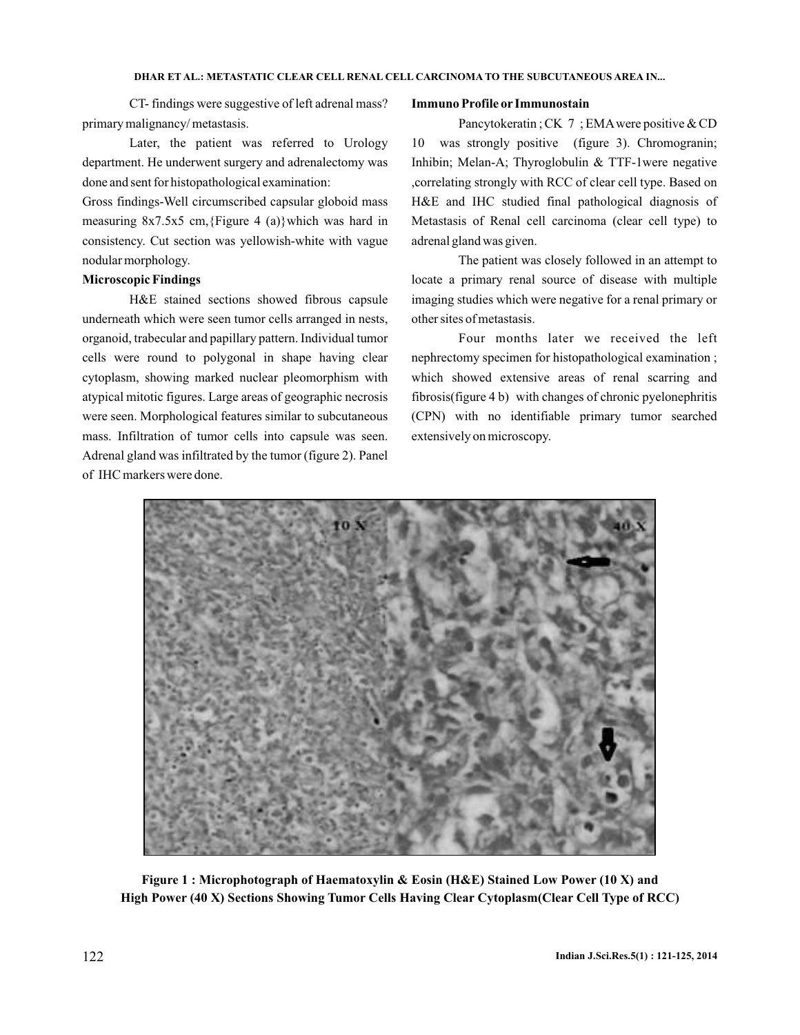CT- findings were suggestive of left adrenal mass? primary malignancy/ metastasis.

Later, the patient was referred to Urology department. He underwent surgery and adrenalectomy was done and sent for histopathological examination:

Gross findings-Well circumscribed capsular globoid mass measuring 8x7.5x5 cm,{Figure 4 (a)}which was hard in consistency. Cut section was yellowish-white with vague nodular morphology.

**Microscopic Findings**

H&E stained sections showed fibrous capsule underneath which were seen tumor cells arranged in nests, organoid, trabecular and papillary pattern. Individual tumor cells were round to polygonal in shape having clear cytoplasm, showing marked nuclear pleomorphism with atypical mitotic figures. Large areas of geographic necrosis were seen. Morphological features similar to subcutaneous mass. Infiltration of tumor cells into capsule was seen. Adrenal gland was infiltrated by the tumor (figure 2). Panel of IHC markers were done.

**Immuno Profile or Immunostain**

Pancytokeratin ; CK 7 ; EMA were positive & CD 10 was strongly positive (figure 3). Chromogranin; Inhibin; Melan-A; Thyroglobulin & TTF-1were negative ,correlating strongly with RCC of clear cell type. Based on H&E and IHC studied final pathological diagnosis of Metastasis of Renal cell carcinoma (clear cell type) to adrenal gland was given.

The patient was closely followed in an attempt to locate a primary renal source of disease with multiple imaging studies which were negative for a renal primary or other sites of metastasis.

Four months later we received the left nephrectomy specimen for histopathological examination ; which showed extensive areas of renal scarring and fibrosis(figure 4 b) with changes of chronic pyelonephritis (CPN) with no identifiable primary tumor searched extensively on microscopy.

**Figure 1 : Microphotograph of Haematoxylin & Eosin (H&E) Stained Low Power (10 X) and High Power (40 X) Sections Showing Tumor Cells Having Clear Cytoplasm(Clear Cell Type of RCC)**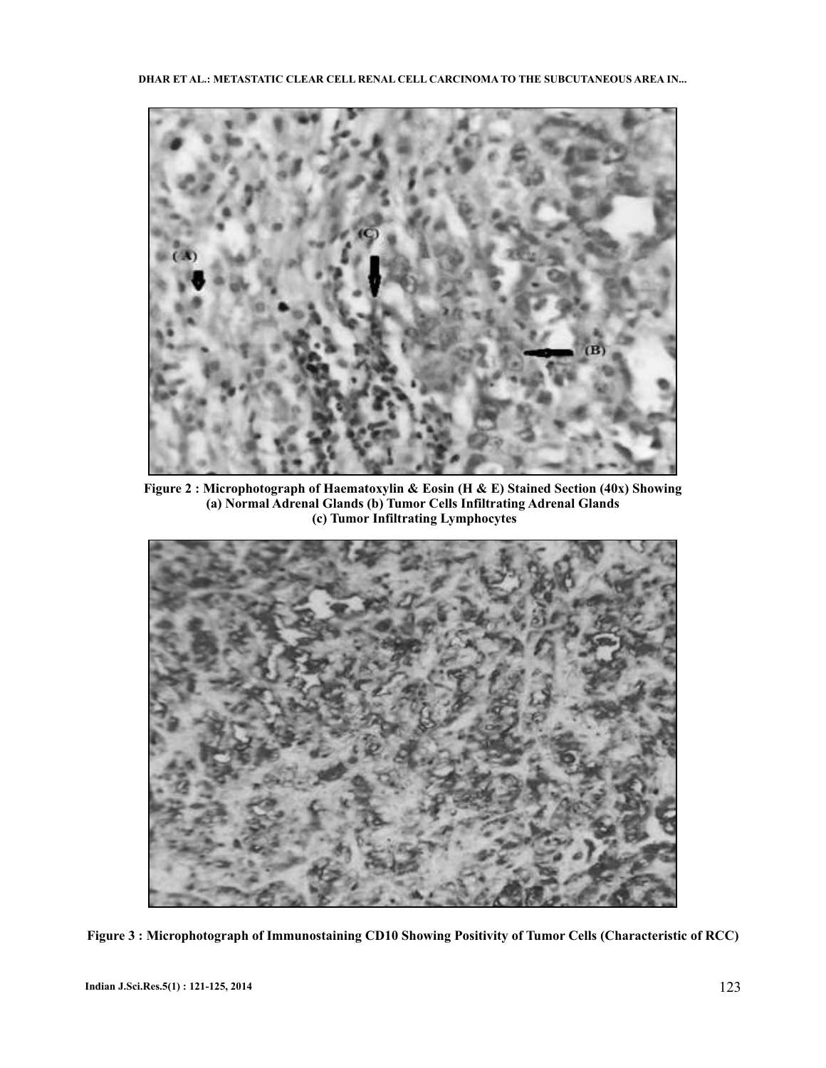**Figure 2 : Microphotograph of Haematoxylin & Eosin (H & E) Stained Section (40x) Showing (a) Normal Adrenal Glands (b) Tumor Cells Infiltrating Adrenal Glands (c) Tumor Infiltrating Lymphocytes**

**Figure 3 : Microphotograph of Immunostaining CD10 Showing Positivity of Tumor Cells (Characteristic of RCC)**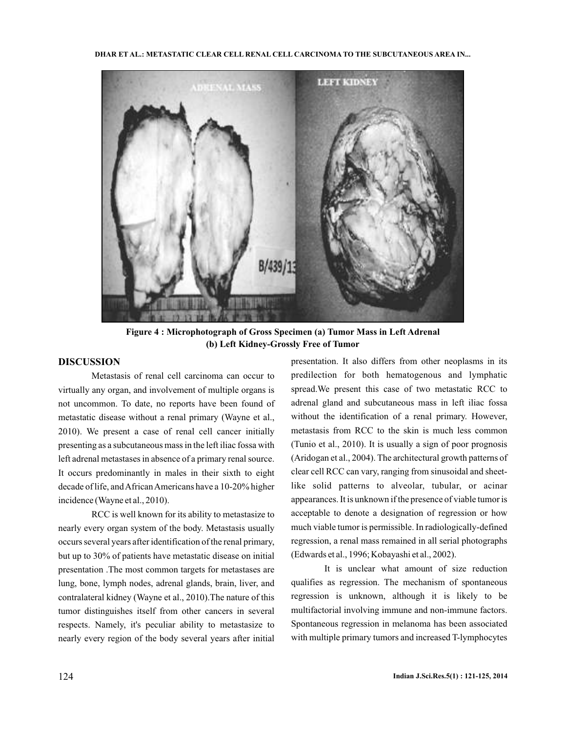Figure 4 : Microphotograph of Gross Specimen (a) Tumor Mass in Left Adrenal (b) Left Kidney-Grossly Free of Tumor

## DISCUSSION

Metastasis of renal cell carcinoma can occur to virtually any organ, and involvement of multiple organs is not uncommon. To date, no reports have been found of metastatic disease without a renal primary (Wayne et al., 2010). We present a case of renal cell cancer initially presenting as a subcutaneous mass in the left iliac fossa with left adrenal metastases in absence of a primary renal source. It occurs predominantly in males in their sixth to eight decade of life, and African Americans have a 10-20% higher incidence (Wayne et al., 2010).

RCC is well known for its ability to metastasize to nearly every organ system of the body. Metastasis usually occurs several years after identification of the renal primary, but up to 30% of patients have metastatic disease on initial presentation .The most common targets for metastases are lung, bone, lymph nodes, adrenal glands, brain, liver, and contralateral kidney (Wayne et al., 2010).The nature of this tumor distinguishes itself from other cancers in several respects. Namely, it's peculiar ability to metastasize to nearly every region of the body several years after initial presentation. It also differs from other neoplasms in its predilection for both hematogenous and lymphatic spread.We present this case of two metastatic RCC to adrenal gland and subcutaneous mass in left iliac fossa without the identification of a renal primary. However, metastasis from RCC to the skin is much less common (Tunio et al., 2010). It is usually a sign of poor prognosis (Aridogan et al., 2004). The architectural growth patterns of clear cell RCC can vary, ranging from sinusoidal and sheet-like solid patterns to alveolar, tubular, or acinar appearances. It is unknown if the presence of viable tumor is acceptable to denote a designation of regression or how much viable tumor is permissible. In radiologically-defined regression, a renal mass remained in all serial photographs (Edwards et al., 1996; Kobayashi et al., 2002).

It is unclear what amount of size reduction qualifies as regression. The mechanism of spontaneous regression is unknown, although it is likely to be multifactorial involving immune and non-immune factors. Spontaneous regression in melanoma has been associated with multiple primary tumors and increased T-lymphocytes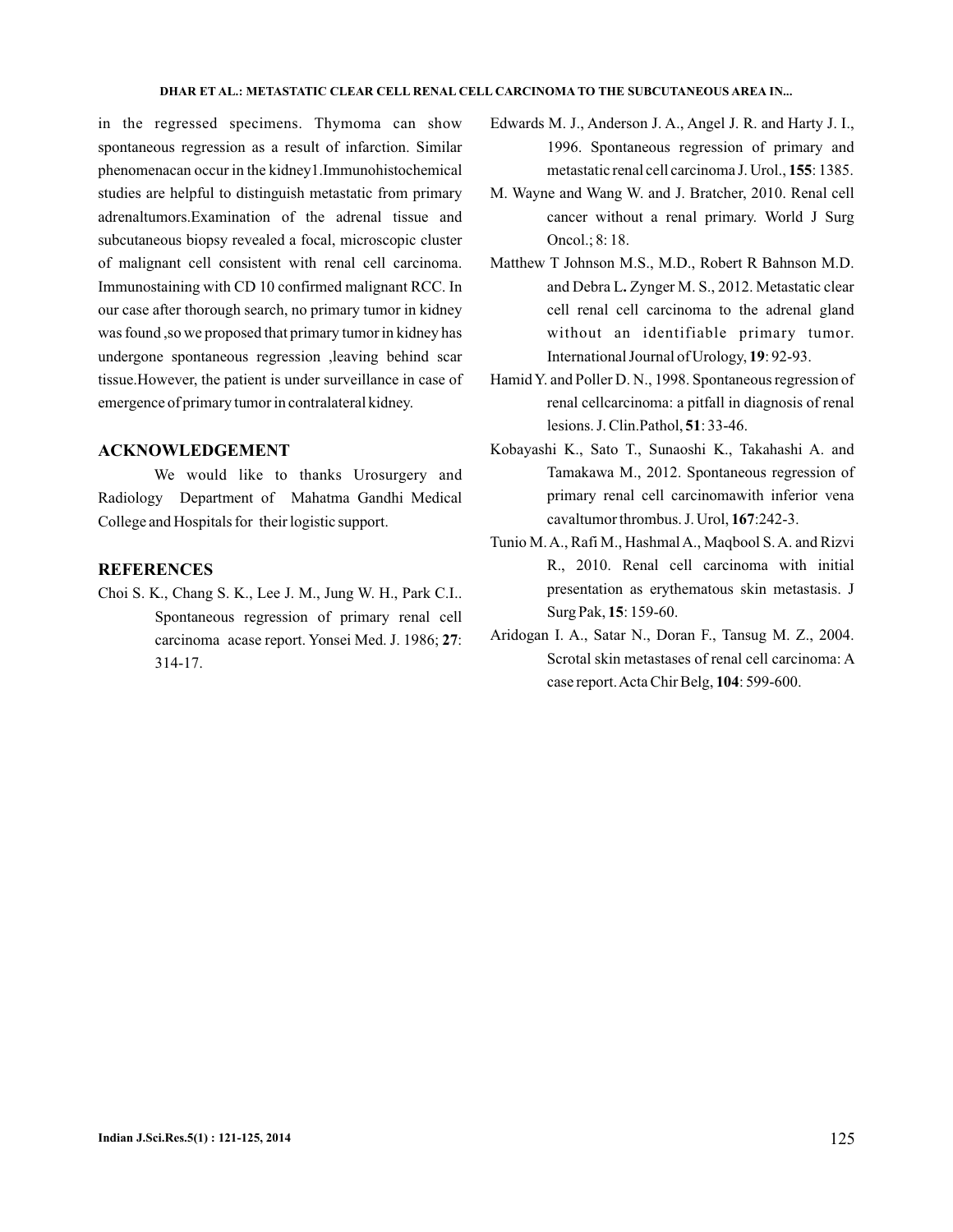in the regressed specimens. Thymoma can show spontaneous regression as a result of infarction. Similar phenomenacan occur in the kidney1.Immunohistochemical studies are helpful to distinguish metastatic from primary adrenaltumors.Examination of the adrenal tissue and subcutaneous biopsy revealed a focal, microscopic cluster of malignant cell consistent with renal cell carcinoma. Immunostaining with CD 10 confirmed malignant RCC. In our case after thorough search, no primary tumor in kidney was found ,so we proposed that primary tumor in kidney has undergone spontaneous regression ,leaving behind scar tissue.However, the patient is under surveillance in case of emergence of primary tumor in contralateral kidney.

## ACKNOWLEDGEMENT

We would like to thanks Urosurgery and Radiology Department of Mahatma Gandhi Medical College and Hospitals for their logistic support.

## REFERENCES

Choi S. K., Chang S. K., Lee J. M., Jung W. H., Park C.I.. Spontaneous regression of primary renal cell carcinoma acase report. Yonsei Med. J. 1986; **27**: 314-17.

Edwards M. J., Anderson J. A., Angel J. R. and Harty J. I., 1996. Spontaneous regression of primary and metastatic renal cell carcinoma J. Urol., **155**: 1385.

M. Wayne and Wang W. and J. Bratcher, 2010. Renal cell cancer without a renal primary. World J Surg Oncol.; 8: 18.

Matthew T Johnson M.S., M.D., Robert R Bahnson M.D. and Debra L**.** Zynger M. S., 2012. Metastatic clear cell renal cell carcinoma to the adrenal gland without an identifiable primary tumor. International Journal of Urology, **19**: 92-93.

Hamid Y. and Poller D. N., 1998. Spontaneous regression of renal cellcarcinoma: a pitfall in diagnosis of renal lesions. J. Clin.Pathol, **51**: 33-46.

Kobayashi K., Sato T., Sunaoshi K., Takahashi A. and Tamakawa M., 2012. Spontaneous regression of primary renal cell carcinomawith inferior vena cavaltumor thrombus. J. Urol, **167**:242-3.

Tunio M. A., Rafi M., Hashmal A., Maqbool S. A. and Rizvi R., 2010. Renal cell carcinoma with initial presentation as erythematous skin metastasis. J Surg Pak, **15**: 159-60.

Aridogan I. A., Satar N., Doran F., Tansug M. Z., 2004. Scrotal skin metastases of renal cell carcinoma: A case report. Acta Chir Belg, **104**: 599-600.